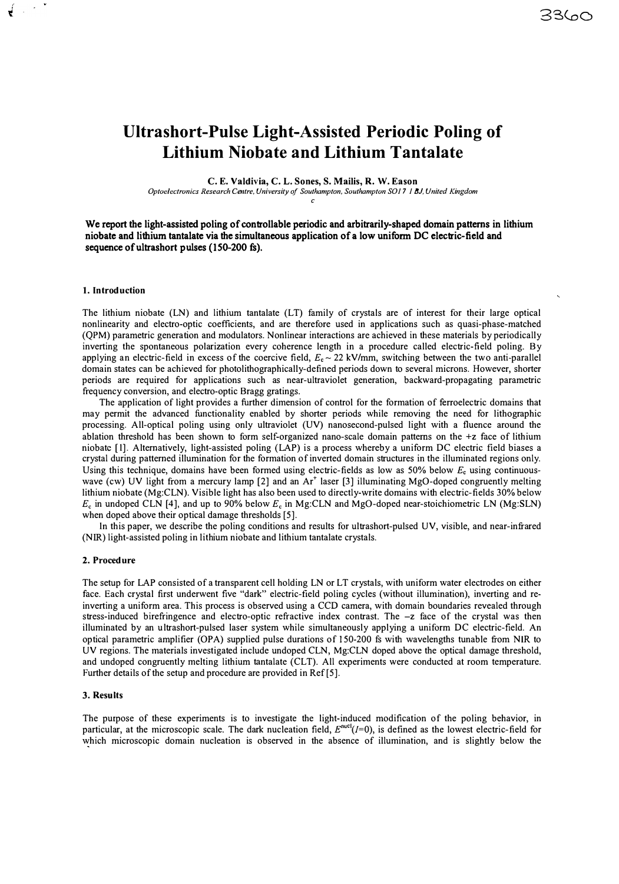# Ultrashort-Pulse Light-Assisted Periodic Poling of Lithium Niobate and Lithium Tantalate

**C. E. Valdivia, C. L. Sones, S. Mailis, R. W. Eason**

*Optoelectronics Research Centre, University of Southampton, Southampton SO17 1BJ, United Kingdom*

**We report the light-assisted poling of controllable periodic and arbitrarily-shaped domain patterns in lithium niobate and lithium tantalate via the simultaneous application of a low uniform DC electric-field and sequence of ultrashort pulses (150-200 fs).**

### 1. Introduction

The lithium niobate (LN) and lithium tantalate (LT) family of crystals are of interest for their large optical nonlinearity and electro-optic coefficients, and are therefore used in applications such as quasi-phase-matched (QPM) parametric generation and modulators. Nonlinear interactions are achieved in these materials by periodically inverting the spontaneous polarization every coherence length in a procedure called electric-field poling. By applying an electric-field in excess of the coercive field, $E_c \sim 22$ kV/mm, switching between the two anti-parallel domain states can be achieved for photolithographically-defined periods down to several microns. However, shorter periods are required for applications such as near-ultraviolet generation, backward-propagating parametric frequency conversion, and electro-optic Bragg gratings.

The application of light provides a further dimension of control for the formation of ferroelectric domains that may permit the advanced functionality enabled by shorter periods while removing the need for lithographic processing. All-optical poling using only ultraviolet (UV) nanosecond-pulsed light with a fluence around the ablation threshold has been shown to form self-organized nano-scale domain patterns on the +z face of lithium niobate [1]. Alternatively, light-assisted poling (LAP) is a process whereby a uniform DC electric field biases a crystal during patterned illumination for the formation of inverted domain structures in the illuminated regions only. Using this technique, domains have been formed using electric-fields as low as 50% below $E_c$ using continuous-wave (cw) UV light from a mercury lamp [2] and an $Ar^+$ laser [3] illuminating MgO-doped congruently melting lithium niobate (Mg:CLN). Visible light has also been used to directly-write domains with electric-fields 30% below $E_c$ in undoped CLN [4], and up to 90% below $E_c$ in Mg:CLN and MgO-doped near-stoichiometric LN (Mg:SLN) when doped above their optical damage thresholds [5].

In this paper, we describe the poling conditions and results for ultrashort-pulsed UV, visible, and near-infrared (NIR) light-assisted poling in lithium niobate and lithium tantalate crystals.

### 2. Procedure

The setup for LAP consisted of a transparent cell holding LN or LT crystals, with uniform water electrodes on either face. Each crystal first underwent five "dark" electric-field poling cycles (without illumination), inverting and re-inverting a uniform area. This process is observed using a CCD camera, with domain boundaries revealed through stress-induced birefringence and electro-optic refractive index contrast. The –z face of the crystal was then illuminated by an ultrashort-pulsed laser system while simultaneously applying a uniform DC electric-field. An optical parametric amplifier (OPA) supplied pulse durations of 150-200 fs with wavelengths tunable from NIR to UV regions. The materials investigated include undoped CLN, Mg:CLN doped above the optical damage threshold, and undoped congruently melting lithium tantalate (CLT). All experiments were conducted at room temperature. Further details of the setup and procedure are provided in Ref [5].

### 3. Results

The purpose of these experiments is to investigate the light-induced modification of the poling behavior, in particular, at the microscopic scale. The dark nucleation field, $E^{nucl}(I=0)$, is defined as the lowest electric-field for which microscopic domain nucleation is observed in the absence of illumination, and is slightly below the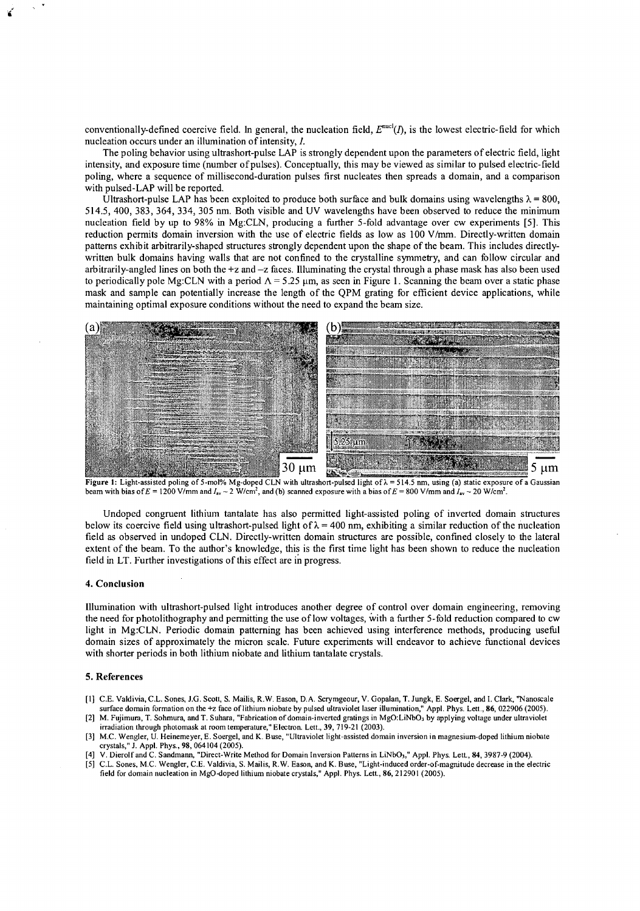conventionally-defined coercive field. In general, the nucleation field, $E^{nucl}(I)$, is the lowest electric-field for which nucleation occurs under an illumination of intensity, $I$.

The poling behavior using ultrashort-pulse LAP is strongly dependent upon the parameters of electric field, light intensity, and exposure time (number of pulses). Conceptually, this may be viewed as similar to pulsed electric-field poling, where a sequence of millisecond-duration pulses first nucleates then spreads a domain, and a comparison with pulsed-LAP will be reported.

Ultrashort-pulse LAP has been exploited to produce both surface and bulk domains using wavelengths $\lambda = 800$, 514.5, 400, 383, 364, 334, 305 nm. Both visible and UV wavelengths have been observed to reduce the minimum nucleation field by up to 98% in Mg:CLN, producing a further 5-fold advantage over cw experiments [5]. This reduction permits domain inversion with the use of electric fields as low as 100 V/mm. Directly-written domain patterns exhibit arbitrarily-shaped structures strongly dependent upon the shape of the beam. This includes directly-written bulk domains having walls that are not confined to the crystalline symmetry, and can follow circular and arbitrarily-angled lines on both the +z and –z faces. Illuminating the crystal through a phase mask has also been used to periodically pole Mg:CLN with a period $\Lambda = 5.25$ μm, as seen in Figure 1. Scanning the beam over a static phase mask and sample can potentially increase the length of the QPM grating for efficient device applications, while maintaining optimal exposure conditions without the need to expand the beam size.

(a) 30 μm

(b) 5.25 μm 5 μm

**Figure 1:** Light-assisted poling of 5-mol% Mg-doped CLN with ultrashort-pulsed light of $\lambda = 514.5$ nm, using (a) static exposure of a Gaussian beam with bias of $E = 1200$ V/mm and $I_{av} \sim 2$ W/cm$^2$, and (b) scanned exposure with a bias of $E = 800$ V/mm and $I_{av} \sim 20$ W/cm$^2$.

Undoped congruent lithium tantalate has also permitted light-assisted poling of inverted domain structures below its coercive field using ultrashort-pulsed light of $\lambda = 400$ nm, exhibiting a similar reduction of the nucleation field as observed in undoped CLN. Directly-written domain structures are possible, confined closely to the lateral extent of the beam. To the author's knowledge, this is the first time light has been shown to reduce the nucleation field in LT. Further investigations of this effect are in progress.

## 4. Conclusion

Illumination with ultrashort-pulsed light introduces another degree of control over domain engineering, removing the need for photolithography and permitting the use of low voltages, with a further 5-fold reduction compared to cw light in Mg:CLN. Periodic domain patterning has been achieved using interference methods, producing useful domain sizes of approximately the micron scale. Future experiments will endeavor to achieve functional devices with shorter periods in both lithium niobate and lithium tantalate crystals.

## 5. References

[1] C.E. Valdivia, C.L. Sones, J.G. Scott, S. Mailis, R.W. Eason, D.A. Scrymgeour, V. Gopalan, T. Jungk, E. Soergel, and I. Clark, "Nanoscale surface domain formation on the +z face of lithium niobate by pulsed ultraviolet laser illumination," Appl. Phys. Lett., **86**, 022906 (2005).

[2] M. Fujimura, T. Sohmura, and T. Suhara, "Fabrication of domain-inverted gratings in MgO:$LiNbO_3$ by applying voltage under ultraviolet irradiation through photomask at room temperature," Electron. Lett., **39**, 719-21 (2003).

[3] M.C. Wengler, U. Heinemeyer, E. Soergel, and K. Buse, "Ultraviolet light-assisted domain inversion in magnesium-doped lithium niobate crystals," J. Appl. Phys., **98**, 064104 (2005).

[4] V. Dierolf and C. Sandmann, "Direct-Write Method for Domain Inversion Patterns in $LiNbO_3$," Appl. Phys. Lett., **84**, 3987-9 (2004).

[5] C.L. Sones, M.C. Wengler, C.E. Valdivia, S. Mailis, R.W. Eason, and K. Buse, "Light-induced order-of-magnitude decrease in the electric field for domain nucleation in MgO-doped lithium niobate crystals," Appl. Phys. Lett., **86**, 212901 (2005).